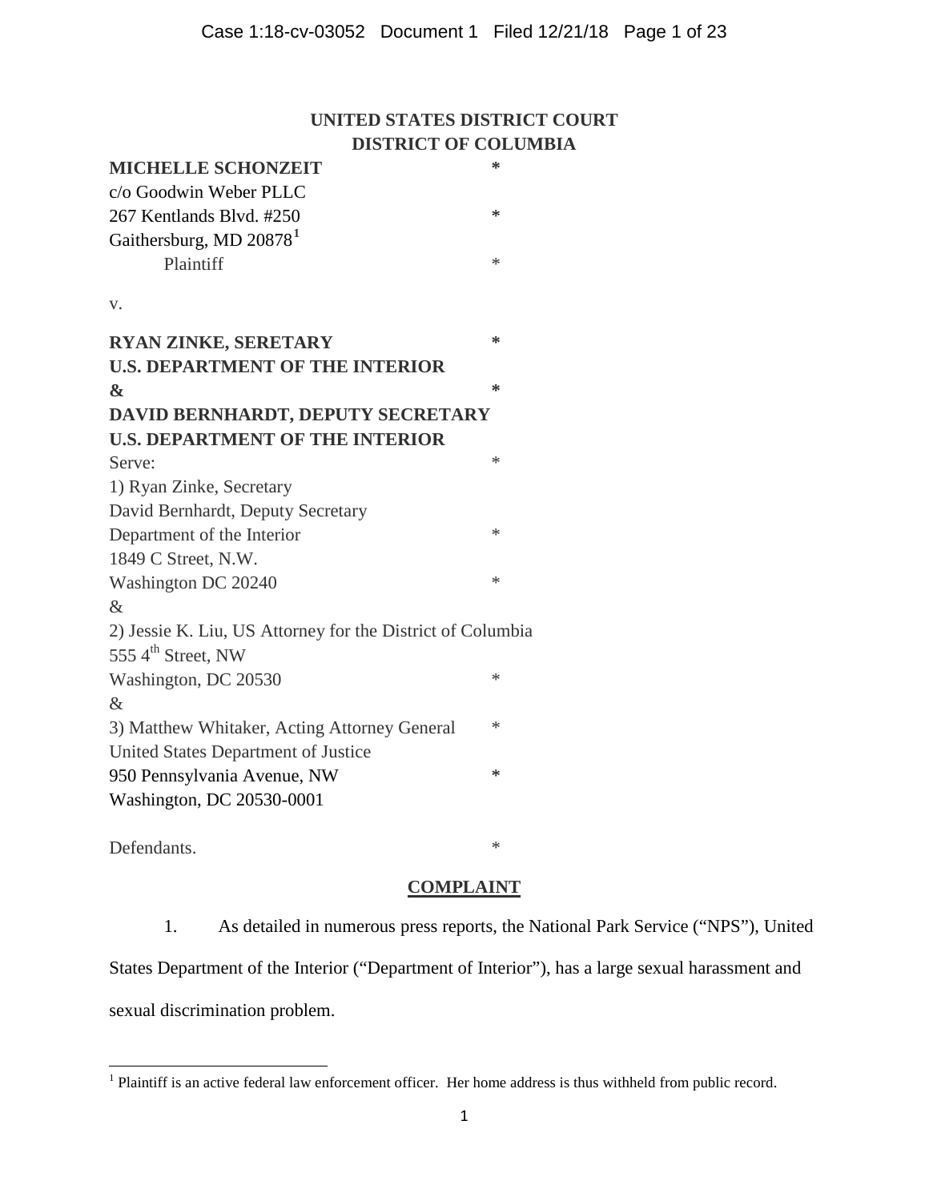**UNITED STATES DISTRICT COURT**
**DISTRICT OF COLUMBIA**

**MICHELLE SCHONZEIT** *
c/o Goodwin Weber PLLC
267 Kentlands Blvd. #250 *
Gaithersburg, MD 20878[1]
Plaintiff *

v.

**RYAN ZINKE, SERETARY** *
**U.S. DEPARTMENT OF THE INTERIOR**
**&** *
**DAVID BERNHARDT, DEPUTY SECRETARY**
**U.S. DEPARTMENT OF THE INTERIOR**
Serve: *
1) Ryan Zinke, Secretary
David Bernhardt, Deputy Secretary
Department of the Interior *
1849 C Street, N.W.
Washington DC 20240 *
&
2) Jessie K. Liu, US Attorney for the District of Columbia
555 4th Street, NW
Washington, DC 20530 *
&
3) Matthew Whitaker, Acting Attorney General *
United States Department of Justice
950 Pennsylvania Avenue, NW *
Washington, DC 20530-0001

Defendants. *

## COMPLAINT

1. As detailed in numerous press reports, the National Park Service ("NPS"), United States Department of the Interior ("Department of Interior"), has a large sexual harassment and sexual discrimination problem.

---

[1] Plaintiff is an active federal law enforcement officer. Her home address is thus withheld from public record.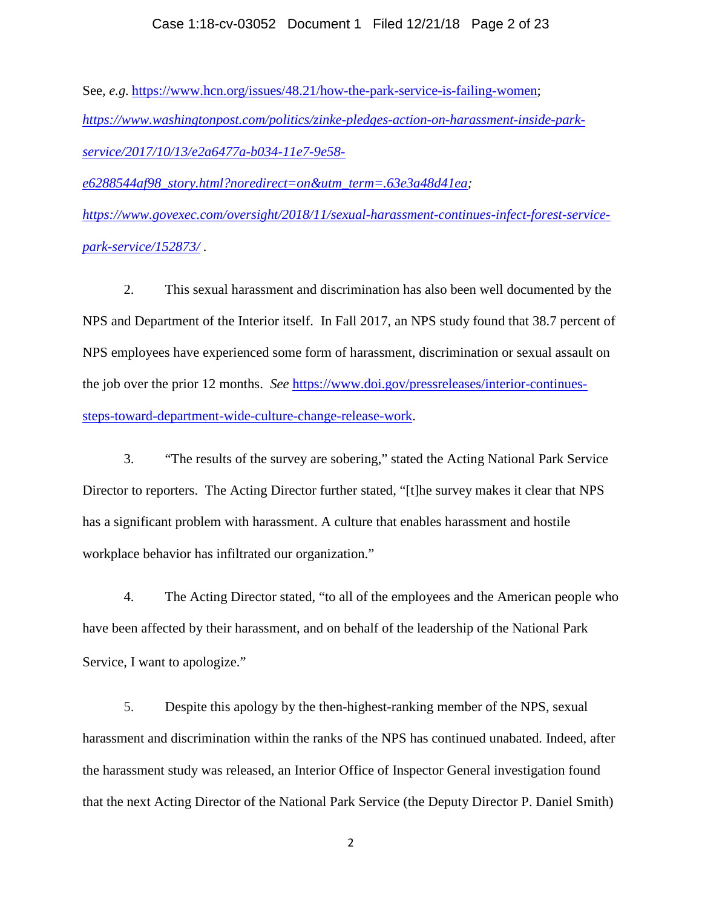See, *e.g.* https://www.hcn.org/issues/48.21/how-the-park-service-is-failing-women; *https://www.washingtonpost.com/politics/zinke-pledges-action-on-harassment-inside-park-service/2017/10/13/e2a6477a-b034-11e7-9e58-e6288544af98_story.html?noredirect=on&utm_term=.63e3a48d41ea; https://www.govexec.com/oversight/2018/11/sexual-harassment-continues-infect-forest-service-park-service/152873/* .

2. This sexual harassment and discrimination has also been well documented by the NPS and Department of the Interior itself. In Fall 2017, an NPS study found that 38.7 percent of NPS employees have experienced some form of harassment, discrimination or sexual assault on the job over the prior 12 months. *See* https://www.doi.gov/pressreleases/interior-continues-steps-toward-department-wide-culture-change-release-work.

3. "The results of the survey are sobering," stated the Acting National Park Service Director to reporters. The Acting Director further stated, "[t]he survey makes it clear that NPS has a significant problem with harassment. A culture that enables harassment and hostile workplace behavior has infiltrated our organization."

4. The Acting Director stated, "to all of the employees and the American people who have been affected by their harassment, and on behalf of the leadership of the National Park Service, I want to apologize."

5. Despite this apology by the then-highest-ranking member of the NPS, sexual harassment and discrimination within the ranks of the NPS has continued unabated. Indeed, after the harassment study was released, an Interior Office of Inspector General investigation found that the next Acting Director of the National Park Service (the Deputy Director P. Daniel Smith)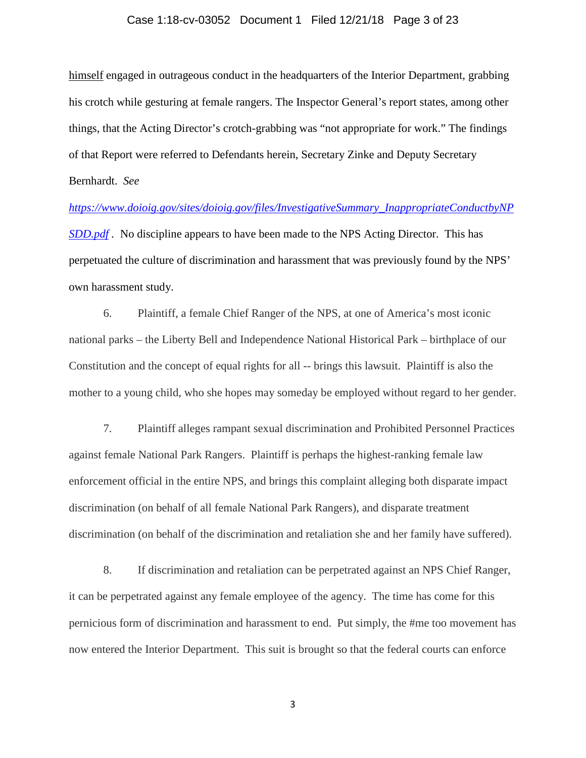<u>himself</u> engaged in outrageous conduct in the headquarters of the Interior Department, grabbing his crotch while gesturing at female rangers. The Inspector General's report states, among other things, that the Acting Director's crotch-grabbing was "not appropriate for work." The findings of that Report were referred to Defendants herein, Secretary Zinke and Deputy Secretary Bernhardt. *See* *https://www.doioig.gov/sites/doioig.gov/files/InvestigativeSummary_InappropriateConductbyNPSDD.pdf* . No discipline appears to have been made to the NPS Acting Director. This has perpetuated the culture of discrimination and harassment that was previously found by the NPS' own harassment study.

6. Plaintiff, a female Chief Ranger of the NPS, at one of America's most iconic national parks – the Liberty Bell and Independence National Historical Park – birthplace of our Constitution and the concept of equal rights for all -- brings this lawsuit. Plaintiff is also the mother to a young child, who she hopes may someday be employed without regard to her gender.

7. Plaintiff alleges rampant sexual discrimination and Prohibited Personnel Practices against female National Park Rangers. Plaintiff is perhaps the highest-ranking female law enforcement official in the entire NPS, and brings this complaint alleging both disparate impact discrimination (on behalf of all female National Park Rangers), and disparate treatment discrimination (on behalf of the discrimination and retaliation she and her family have suffered).

8. If discrimination and retaliation can be perpetrated against an NPS Chief Ranger, it can be perpetrated against any female employee of the agency. The time has come for this pernicious form of discrimination and harassment to end. Put simply, the #me too movement has now entered the Interior Department. This suit is brought so that the federal courts can enforce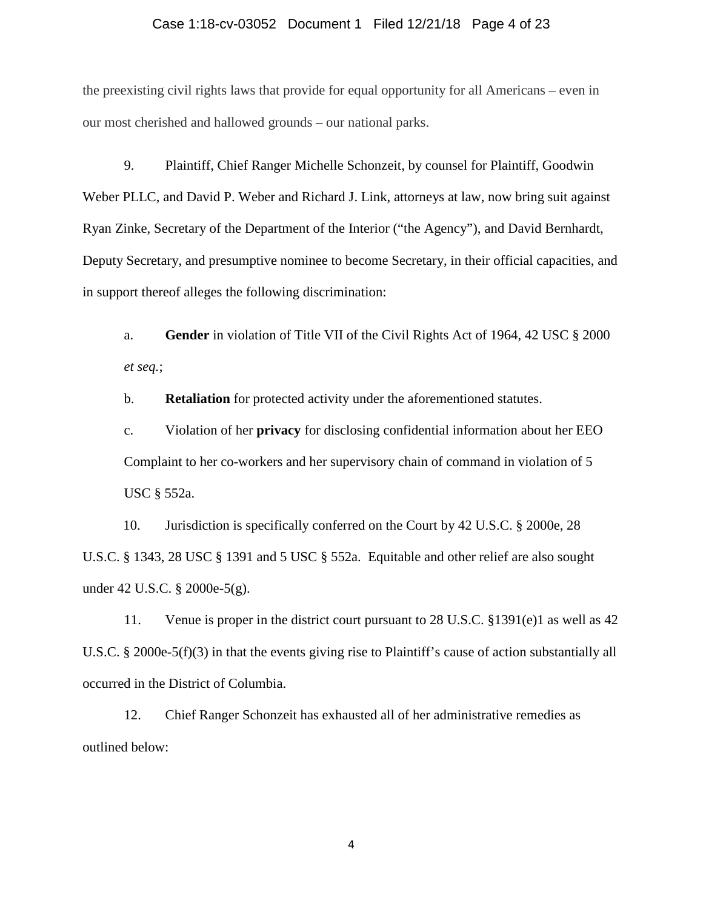the preexisting civil rights laws that provide for equal opportunity for all Americans – even in our most cherished and hallowed grounds – our national parks.

9. Plaintiff, Chief Ranger Michelle Schonzeit, by counsel for Plaintiff, Goodwin Weber PLLC, and David P. Weber and Richard J. Link, attorneys at law, now bring suit against Ryan Zinke, Secretary of the Department of the Interior ("the Agency"), and David Bernhardt, Deputy Secretary, and presumptive nominee to become Secretary, in their official capacities, and in support thereof alleges the following discrimination:

a. **Gender** in violation of Title VII of the Civil Rights Act of 1964, 42 USC § 2000 *et seq.*;

b. **Retaliation** for protected activity under the aforementioned statutes.

c. Violation of her **privacy** for disclosing confidential information about her EEO Complaint to her co-workers and her supervisory chain of command in violation of 5 USC § 552a.

10. Jurisdiction is specifically conferred on the Court by 42 U.S.C. § 2000e, 28 U.S.C. § 1343, 28 USC § 1391 and 5 USC § 552a. Equitable and other relief are also sought under 42 U.S.C. § 2000e-5(g).

11. Venue is proper in the district court pursuant to 28 U.S.C. §1391(e)1 as well as 42 U.S.C. § 2000e-5(f)(3) in that the events giving rise to Plaintiff's cause of action substantially all occurred in the District of Columbia.

12. Chief Ranger Schonzeit has exhausted all of her administrative remedies as outlined below: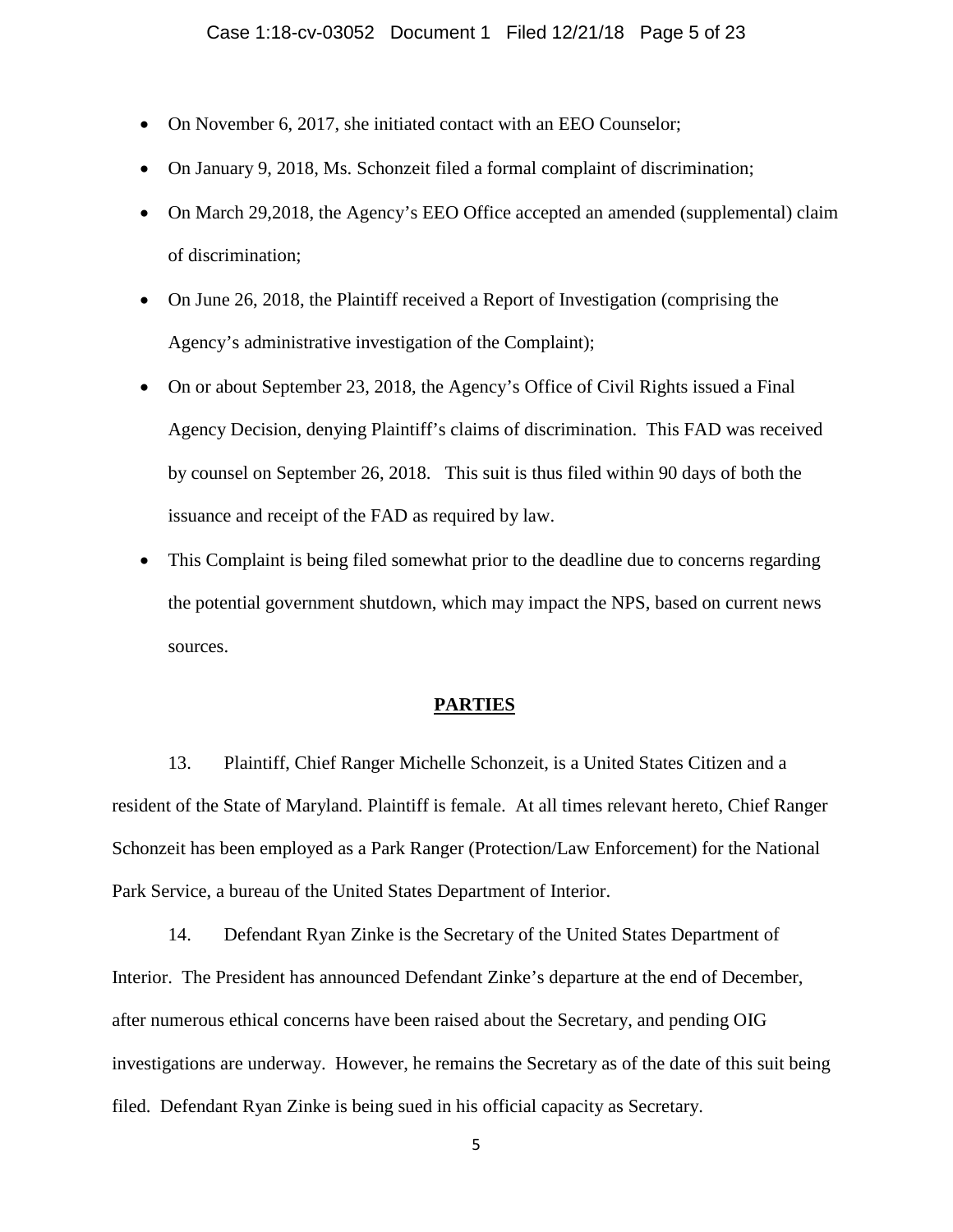- On November 6, 2017, she initiated contact with an EEO Counselor;
- On January 9, 2018, Ms. Schonzeit filed a formal complaint of discrimination;
- On March 29,2018, the Agency's EEO Office accepted an amended (supplemental) claim of discrimination;
- On June 26, 2018, the Plaintiff received a Report of Investigation (comprising the Agency's administrative investigation of the Complaint);
- On or about September 23, 2018, the Agency's Office of Civil Rights issued a Final Agency Decision, denying Plaintiff's claims of discrimination. This FAD was received by counsel on September 26, 2018. This suit is thus filed within 90 days of both the issuance and receipt of the FAD as required by law.
- This Complaint is being filed somewhat prior to the deadline due to concerns regarding the potential government shutdown, which may impact the NPS, based on current news sources.

## PARTIES

13. Plaintiff, Chief Ranger Michelle Schonzeit, is a United States Citizen and a resident of the State of Maryland. Plaintiff is female. At all times relevant hereto, Chief Ranger Schonzeit has been employed as a Park Ranger (Protection/Law Enforcement) for the National Park Service, a bureau of the United States Department of Interior.

14. Defendant Ryan Zinke is the Secretary of the United States Department of Interior. The President has announced Defendant Zinke's departure at the end of December, after numerous ethical concerns have been raised about the Secretary, and pending OIG investigations are underway. However, he remains the Secretary as of the date of this suit being filed. Defendant Ryan Zinke is being sued in his official capacity as Secretary.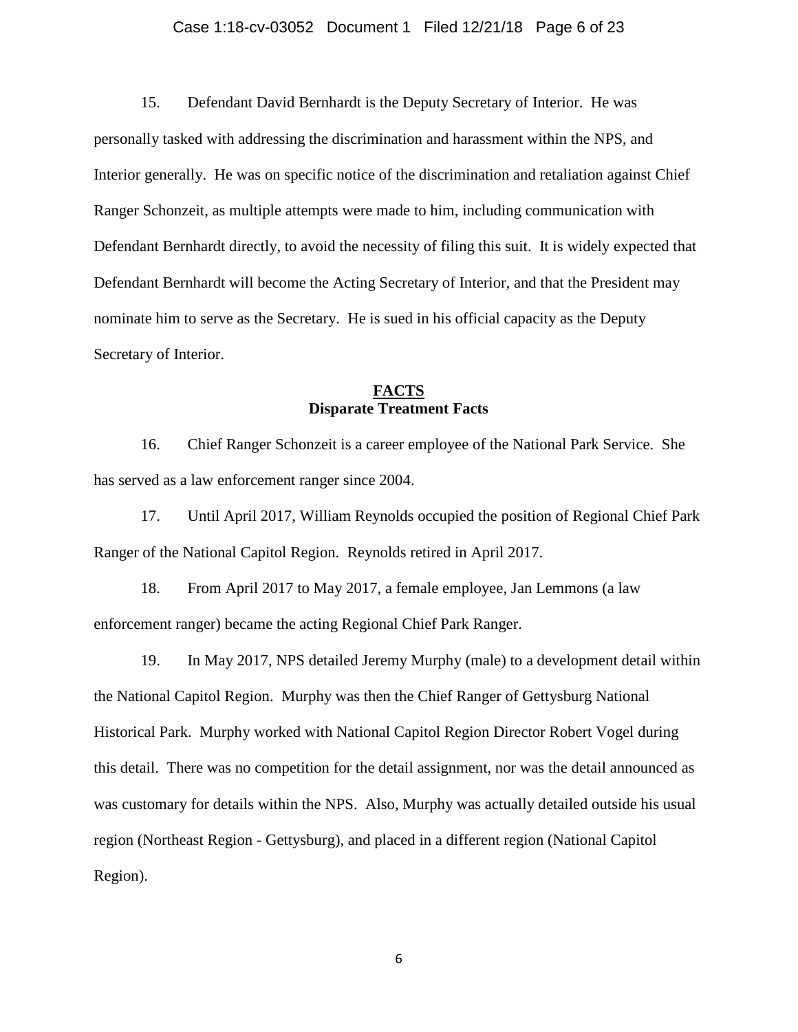15. Defendant David Bernhardt is the Deputy Secretary of Interior. He was personally tasked with addressing the discrimination and harassment within the NPS, and Interior generally. He was on specific notice of the discrimination and retaliation against Chief Ranger Schonzeit, as multiple attempts were made to him, including communication with Defendant Bernhardt directly, to avoid the necessity of filing this suit. It is widely expected that Defendant Bernhardt will become the Acting Secretary of Interior, and that the President may nominate him to serve as the Secretary. He is sued in his official capacity as the Deputy Secretary of Interior.

## FACTS

### Disparate Treatment Facts

16. Chief Ranger Schonzeit is a career employee of the National Park Service. She has served as a law enforcement ranger since 2004.

17. Until April 2017, William Reynolds occupied the position of Regional Chief Park Ranger of the National Capitol Region. Reynolds retired in April 2017.

18. From April 2017 to May 2017, a female employee, Jan Lemmons (a law enforcement ranger) became the acting Regional Chief Park Ranger.

19. In May 2017, NPS detailed Jeremy Murphy (male) to a development detail within the National Capitol Region. Murphy was then the Chief Ranger of Gettysburg National Historical Park. Murphy worked with National Capitol Region Director Robert Vogel during this detail. There was no competition for the detail assignment, nor was the detail announced as was customary for details within the NPS. Also, Murphy was actually detailed outside his usual region (Northeast Region - Gettysburg), and placed in a different region (National Capitol Region).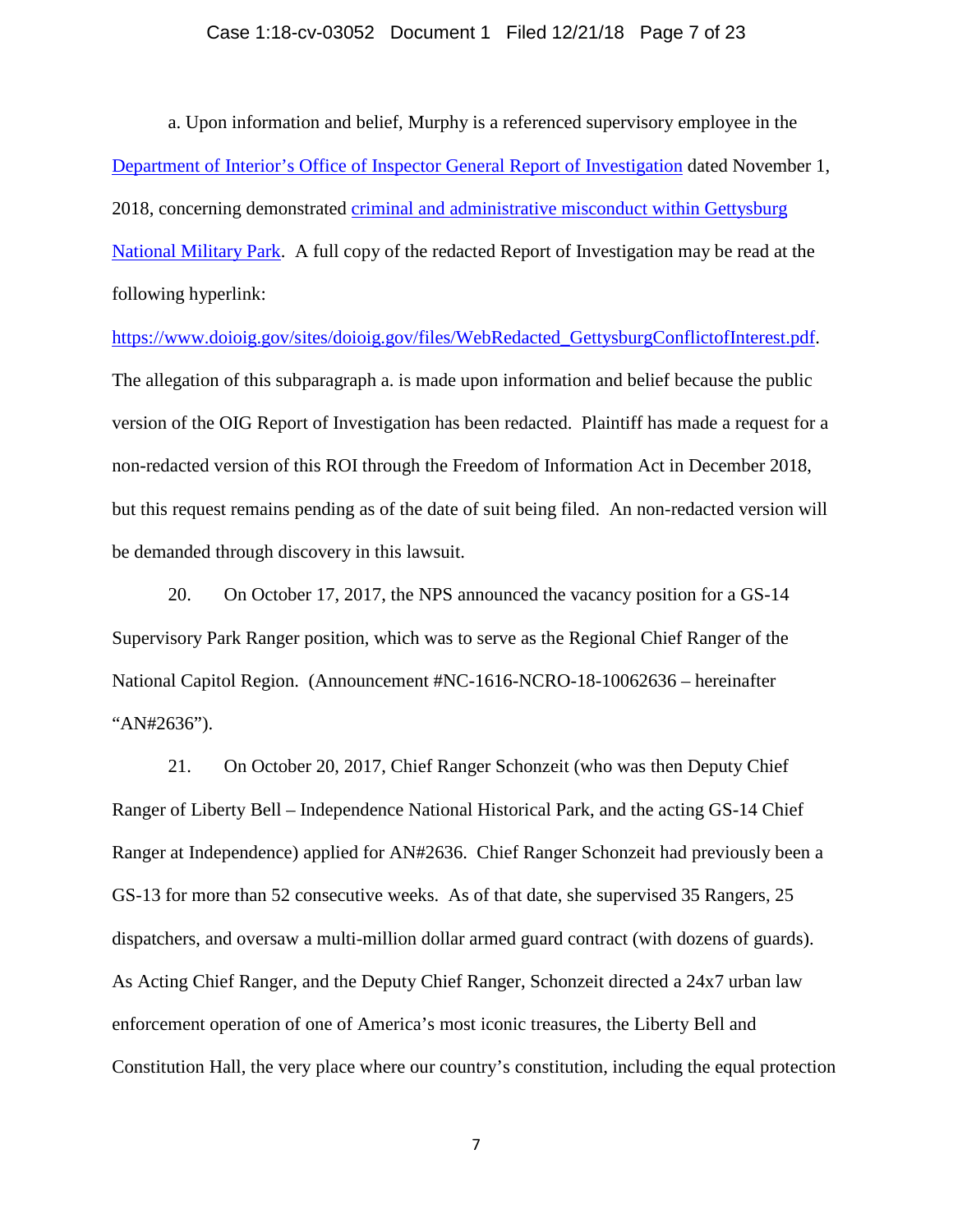a. Upon information and belief, Murphy is a referenced supervisory employee in the Department of Interior's Office of Inspector General Report of Investigation dated November 1, 2018, concerning demonstrated criminal and administrative misconduct within Gettysburg National Military Park. A full copy of the redacted Report of Investigation may be read at the following hyperlink: https://www.doioig.gov/sites/doioig.gov/files/WebRedacted_GettysburgConflictofInterest.pdf. The allegation of this subparagraph a. is made upon information and belief because the public version of the OIG Report of Investigation has been redacted. Plaintiff has made a request for a non-redacted version of this ROI through the Freedom of Information Act in December 2018, but this request remains pending as of the date of suit being filed. An non-redacted version will be demanded through discovery in this lawsuit.

20. On October 17, 2017, the NPS announced the vacancy position for a GS-14 Supervisory Park Ranger position, which was to serve as the Regional Chief Ranger of the National Capitol Region. (Announcement #NC-1616-NCRO-18-10062636 – hereinafter "AN#2636").

21. On October 20, 2017, Chief Ranger Schonzeit (who was then Deputy Chief Ranger of Liberty Bell – Independence National Historical Park, and the acting GS-14 Chief Ranger at Independence) applied for AN#2636. Chief Ranger Schonzeit had previously been a GS-13 for more than 52 consecutive weeks. As of that date, she supervised 35 Rangers, 25 dispatchers, and oversaw a multi-million dollar armed guard contract (with dozens of guards). As Acting Chief Ranger, and the Deputy Chief Ranger, Schonzeit directed a 24x7 urban law enforcement operation of one of America's most iconic treasures, the Liberty Bell and Constitution Hall, the very place where our country's constitution, including the equal protection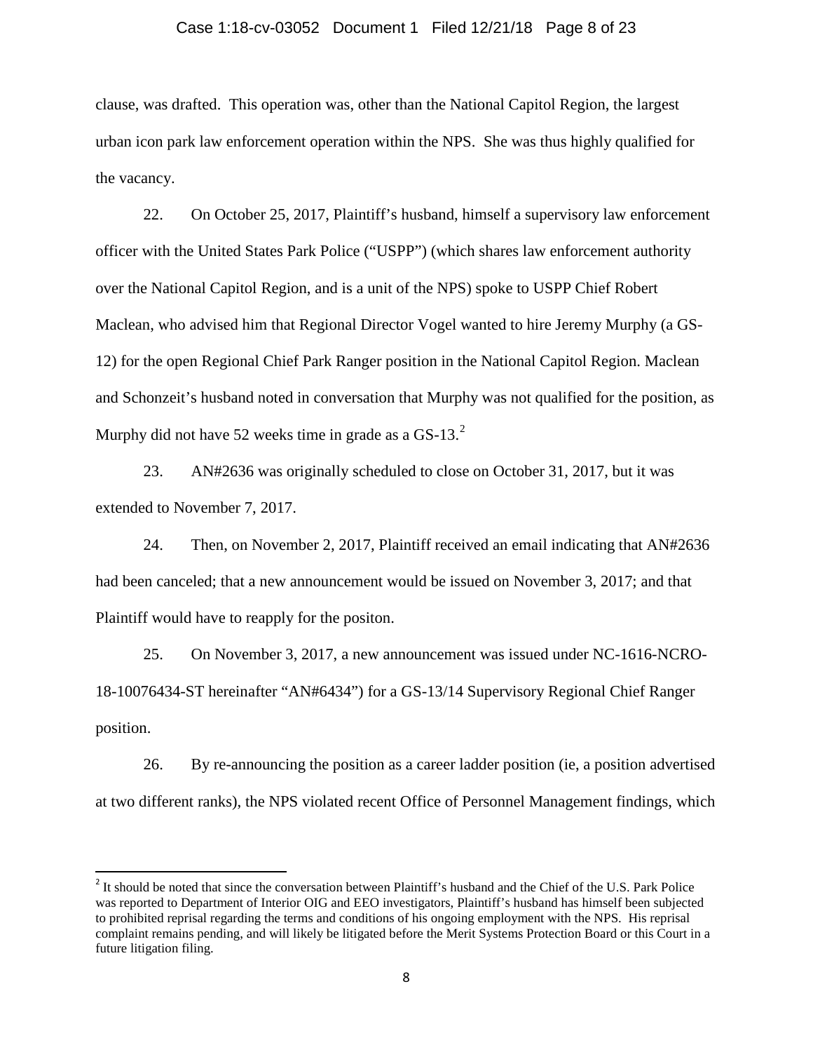clause, was drafted. This operation was, other than the National Capitol Region, the largest urban icon park law enforcement operation within the NPS. She was thus highly qualified for the vacancy.

22. On October 25, 2017, Plaintiff's husband, himself a supervisory law enforcement officer with the United States Park Police ("USPP") (which shares law enforcement authority over the National Capitol Region, and is a unit of the NPS) spoke to USPP Chief Robert Maclean, who advised him that Regional Director Vogel wanted to hire Jeremy Murphy (a GS-12) for the open Regional Chief Park Ranger position in the National Capitol Region. Maclean and Schonzeit's husband noted in conversation that Murphy was not qualified for the position, as Murphy did not have 52 weeks time in grade as a GS-13.[2]

23. AN#2636 was originally scheduled to close on October 31, 2017, but it was extended to November 7, 2017.

24. Then, on November 2, 2017, Plaintiff received an email indicating that AN#2636 had been canceled; that a new announcement would be issued on November 3, 2017; and that Plaintiff would have to reapply for the positon.

25. On November 3, 2017, a new announcement was issued under NC-1616-NCRO-18-10076434-ST hereinafter "AN#6434") for a GS-13/14 Supervisory Regional Chief Ranger position.

26. By re-announcing the position as a career ladder position (ie, a position advertised at two different ranks), the NPS violated recent Office of Personnel Management findings, which

---

[2] It should be noted that since the conversation between Plaintiff's husband and the Chief of the U.S. Park Police was reported to Department of Interior OIG and EEO investigators, Plaintiff's husband has himself been subjected to prohibited reprisal regarding the terms and conditions of his ongoing employment with the NPS. His reprisal complaint remains pending, and will likely be litigated before the Merit Systems Protection Board or this Court in a future litigation filing.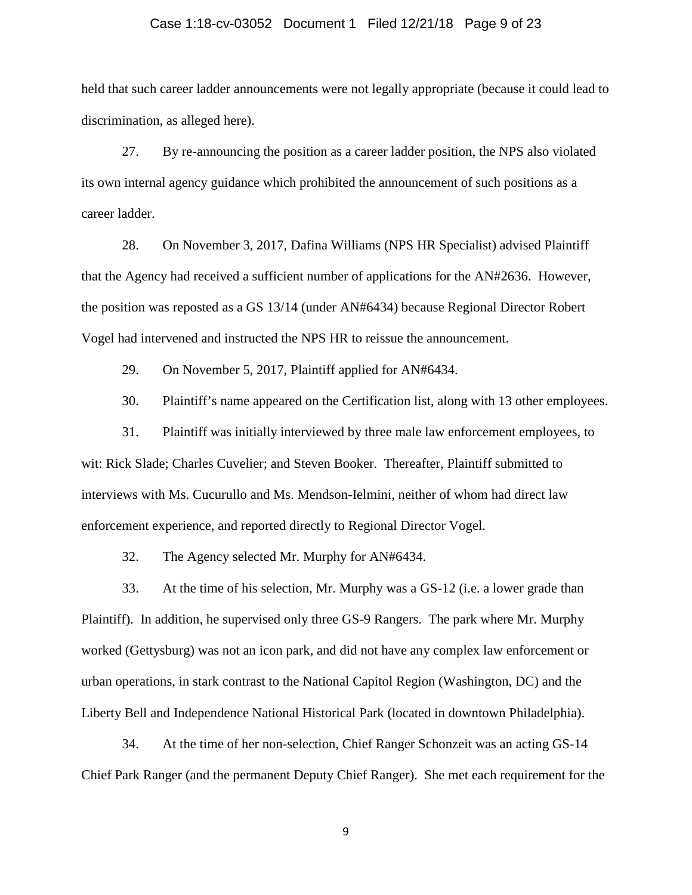held that such career ladder announcements were not legally appropriate (because it could lead to discrimination, as alleged here).

27. By re-announcing the position as a career ladder position, the NPS also violated its own internal agency guidance which prohibited the announcement of such positions as a career ladder.

28. On November 3, 2017, Dafina Williams (NPS HR Specialist) advised Plaintiff that the Agency had received a sufficient number of applications for the AN#2636. However, the position was reposted as a GS 13/14 (under AN#6434) because Regional Director Robert Vogel had intervened and instructed the NPS HR to reissue the announcement.

29. On November 5, 2017, Plaintiff applied for AN#6434.

30. Plaintiff's name appeared on the Certification list, along with 13 other employees.

31. Plaintiff was initially interviewed by three male law enforcement employees, to wit: Rick Slade; Charles Cuvelier; and Steven Booker. Thereafter, Plaintiff submitted to interviews with Ms. Cucurullo and Ms. Mendson-Ielmini, neither of whom had direct law enforcement experience, and reported directly to Regional Director Vogel.

32. The Agency selected Mr. Murphy for AN#6434.

33. At the time of his selection, Mr. Murphy was a GS-12 (i.e. a lower grade than Plaintiff). In addition, he supervised only three GS-9 Rangers. The park where Mr. Murphy worked (Gettysburg) was not an icon park, and did not have any complex law enforcement or urban operations, in stark contrast to the National Capitol Region (Washington, DC) and the Liberty Bell and Independence National Historical Park (located in downtown Philadelphia).

34. At the time of her non-selection, Chief Ranger Schonzeit was an acting GS-14 Chief Park Ranger (and the permanent Deputy Chief Ranger). She met each requirement for the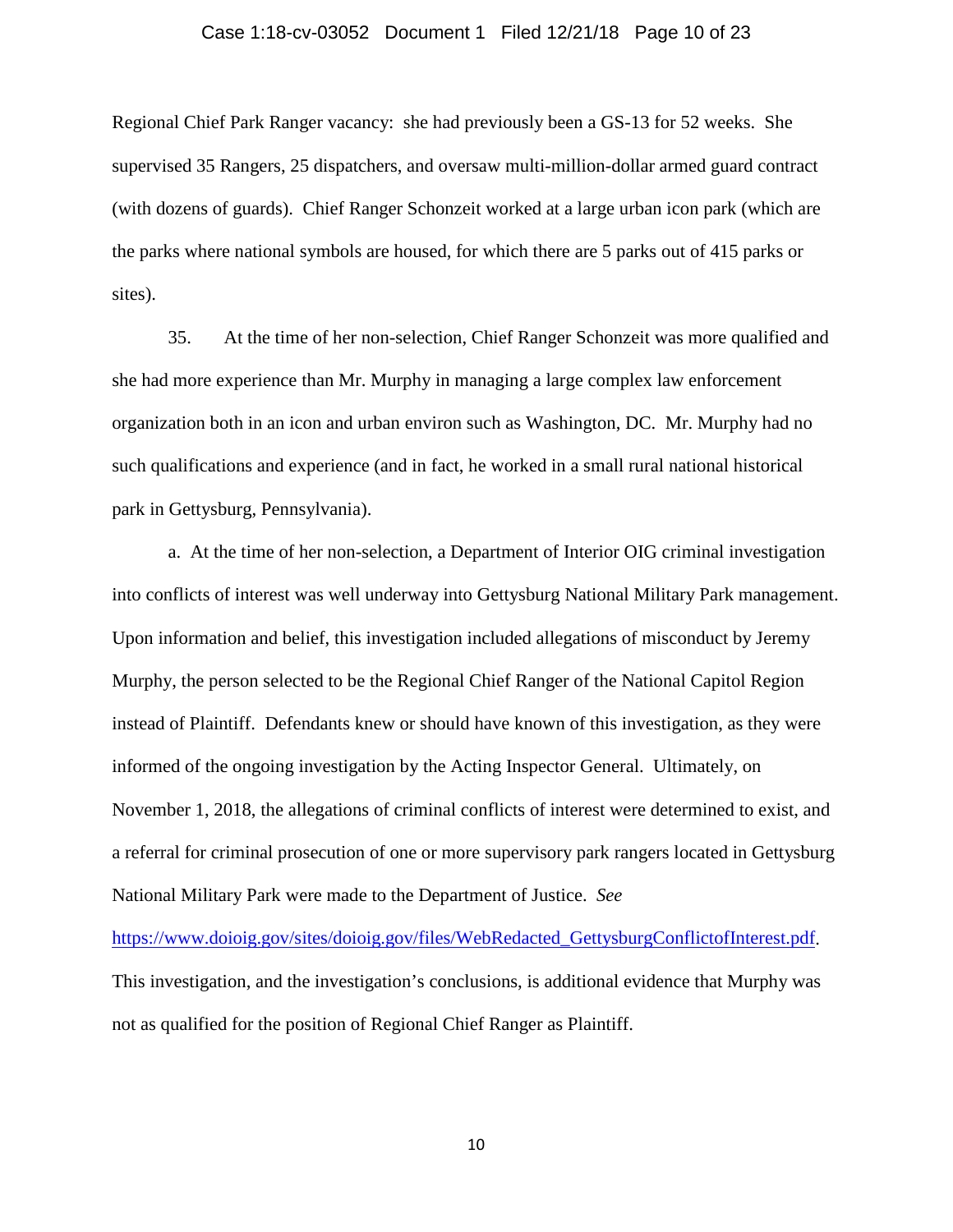Regional Chief Park Ranger vacancy: she had previously been a GS-13 for 52 weeks. She supervised 35 Rangers, 25 dispatchers, and oversaw multi-million-dollar armed guard contract (with dozens of guards). Chief Ranger Schonzeit worked at a large urban icon park (which are the parks where national symbols are housed, for which there are 5 parks out of 415 parks or sites).

35. At the time of her non-selection, Chief Ranger Schonzeit was more qualified and she had more experience than Mr. Murphy in managing a large complex law enforcement organization both in an icon and urban environ such as Washington, DC. Mr. Murphy had no such qualifications and experience (and in fact, he worked in a small rural national historical park in Gettysburg, Pennsylvania).

a. At the time of her non-selection, a Department of Interior OIG criminal investigation into conflicts of interest was well underway into Gettysburg National Military Park management. Upon information and belief, this investigation included allegations of misconduct by Jeremy Murphy, the person selected to be the Regional Chief Ranger of the National Capitol Region instead of Plaintiff. Defendants knew or should have known of this investigation, as they were informed of the ongoing investigation by the Acting Inspector General. Ultimately, on November 1, 2018, the allegations of criminal conflicts of interest were determined to exist, and a referral for criminal prosecution of one or more supervisory park rangers located in Gettysburg National Military Park were made to the Department of Justice. *See* https://www.doioig.gov/sites/doioig.gov/files/WebRedacted_GettysburgConflictofInterest.pdf. This investigation, and the investigation's conclusions, is additional evidence that Murphy was not as qualified for the position of Regional Chief Ranger as Plaintiff.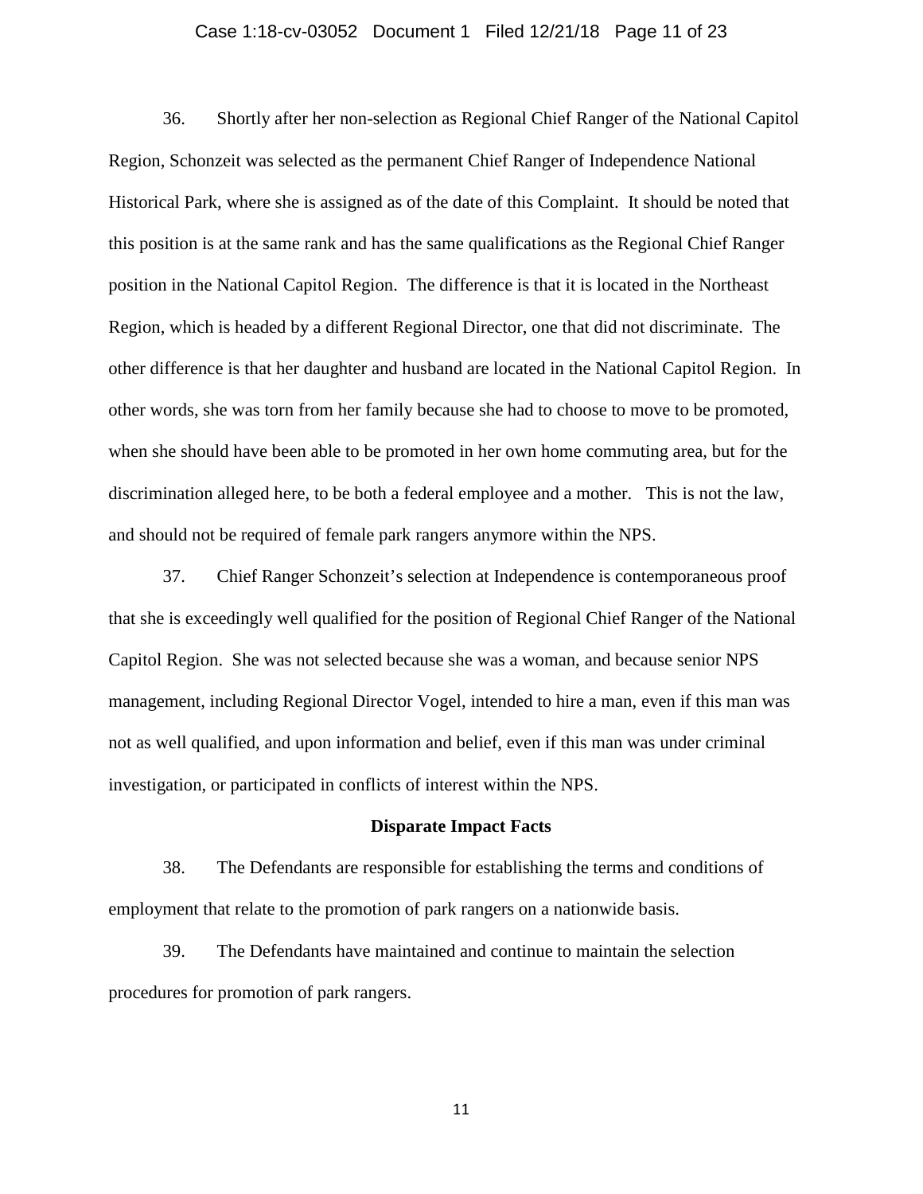36. Shortly after her non-selection as Regional Chief Ranger of the National Capitol Region, Schonzeit was selected as the permanent Chief Ranger of Independence National Historical Park, where she is assigned as of the date of this Complaint. It should be noted that this position is at the same rank and has the same qualifications as the Regional Chief Ranger position in the National Capitol Region. The difference is that it is located in the Northeast Region, which is headed by a different Regional Director, one that did not discriminate. The other difference is that her daughter and husband are located in the National Capitol Region. In other words, she was torn from her family because she had to choose to move to be promoted, when she should have been able to be promoted in her own home commuting area, but for the discrimination alleged here, to be both a federal employee and a mother. This is not the law, and should not be required of female park rangers anymore within the NPS.

37. Chief Ranger Schonzeit's selection at Independence is contemporaneous proof that she is exceedingly well qualified for the position of Regional Chief Ranger of the National Capitol Region. She was not selected because she was a woman, and because senior NPS management, including Regional Director Vogel, intended to hire a man, even if this man was not as well qualified, and upon information and belief, even if this man was under criminal investigation, or participated in conflicts of interest within the NPS.

**Disparate Impact Facts**

38. The Defendants are responsible for establishing the terms and conditions of employment that relate to the promotion of park rangers on a nationwide basis.

39. The Defendants have maintained and continue to maintain the selection procedures for promotion of park rangers.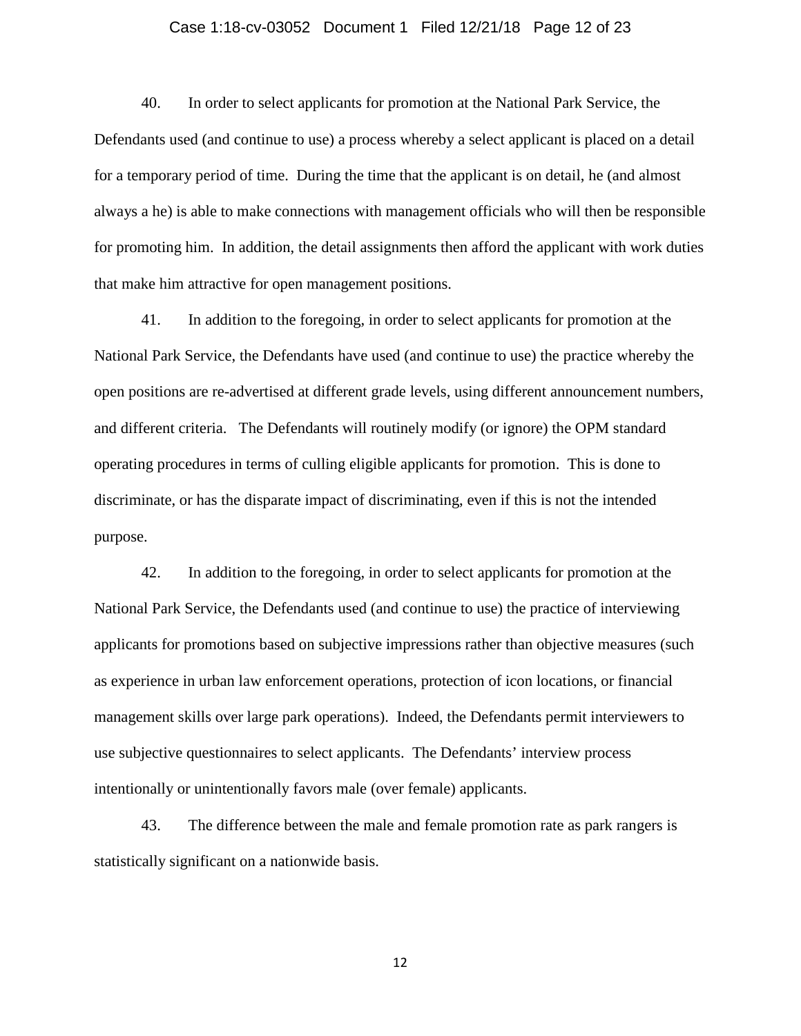40. In order to select applicants for promotion at the National Park Service, the Defendants used (and continue to use) a process whereby a select applicant is placed on a detail for a temporary period of time. During the time that the applicant is on detail, he (and almost always a he) is able to make connections with management officials who will then be responsible for promoting him. In addition, the detail assignments then afford the applicant with work duties that make him attractive for open management positions.

41. In addition to the foregoing, in order to select applicants for promotion at the National Park Service, the Defendants have used (and continue to use) the practice whereby the open positions are re-advertised at different grade levels, using different announcement numbers, and different criteria. The Defendants will routinely modify (or ignore) the OPM standard operating procedures in terms of culling eligible applicants for promotion. This is done to discriminate, or has the disparate impact of discriminating, even if this is not the intended purpose.

42. In addition to the foregoing, in order to select applicants for promotion at the National Park Service, the Defendants used (and continue to use) the practice of interviewing applicants for promotions based on subjective impressions rather than objective measures (such as experience in urban law enforcement operations, protection of icon locations, or financial management skills over large park operations). Indeed, the Defendants permit interviewers to use subjective questionnaires to select applicants. The Defendants' interview process intentionally or unintentionally favors male (over female) applicants.

43. The difference between the male and female promotion rate as park rangers is statistically significant on a nationwide basis.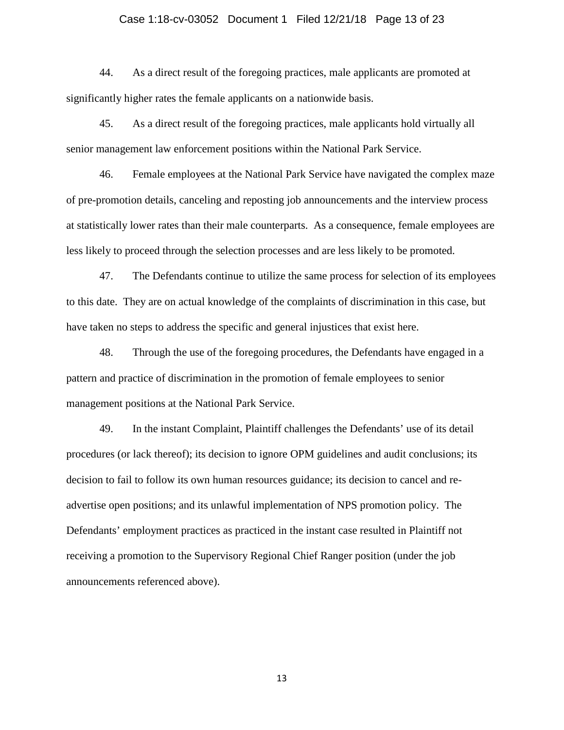44. As a direct result of the foregoing practices, male applicants are promoted at significantly higher rates the female applicants on a nationwide basis.

45. As a direct result of the foregoing practices, male applicants hold virtually all senior management law enforcement positions within the National Park Service.

46. Female employees at the National Park Service have navigated the complex maze of pre-promotion details, canceling and reposting job announcements and the interview process at statistically lower rates than their male counterparts. As a consequence, female employees are less likely to proceed through the selection processes and are less likely to be promoted.

47. The Defendants continue to utilize the same process for selection of its employees to this date. They are on actual knowledge of the complaints of discrimination in this case, but have taken no steps to address the specific and general injustices that exist here.

48. Through the use of the foregoing procedures, the Defendants have engaged in a pattern and practice of discrimination in the promotion of female employees to senior management positions at the National Park Service.

49. In the instant Complaint, Plaintiff challenges the Defendants' use of its detail procedures (or lack thereof); its decision to ignore OPM guidelines and audit conclusions; its decision to fail to follow its own human resources guidance; its decision to cancel and re-advertise open positions; and its unlawful implementation of NPS promotion policy. The Defendants' employment practices as practiced in the instant case resulted in Plaintiff not receiving a promotion to the Supervisory Regional Chief Ranger position (under the job announcements referenced above).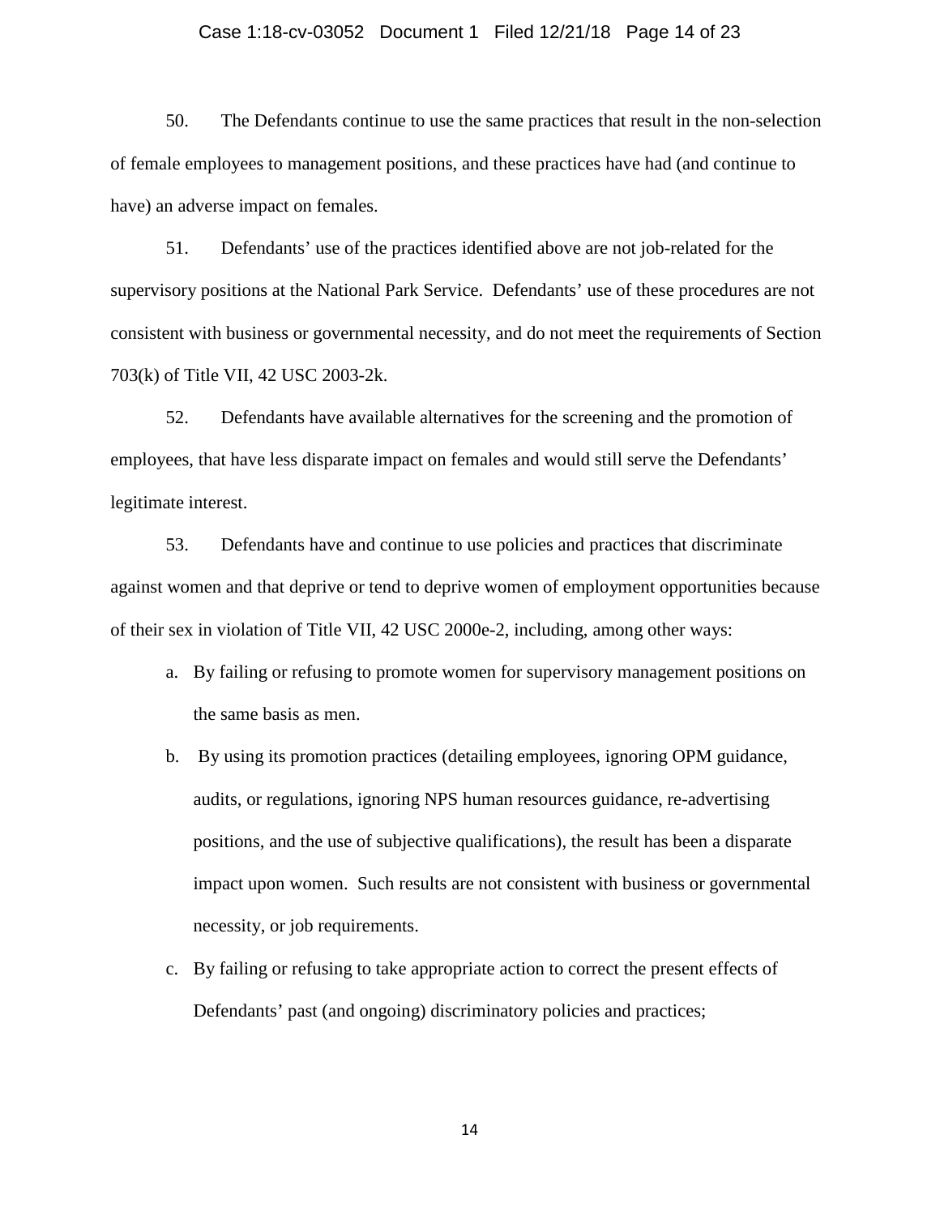50. The Defendants continue to use the same practices that result in the non-selection of female employees to management positions, and these practices have had (and continue to have) an adverse impact on females.

51. Defendants' use of the practices identified above are not job-related for the supervisory positions at the National Park Service. Defendants' use of these procedures are not consistent with business or governmental necessity, and do not meet the requirements of Section 703(k) of Title VII, 42 USC 2003-2k.

52. Defendants have available alternatives for the screening and the promotion of employees, that have less disparate impact on females and would still serve the Defendants' legitimate interest.

53. Defendants have and continue to use policies and practices that discriminate against women and that deprive or tend to deprive women of employment opportunities because of their sex in violation of Title VII, 42 USC 2000e-2, including, among other ways:

a. By failing or refusing to promote women for supervisory management positions on the same basis as men.

b. By using its promotion practices (detailing employees, ignoring OPM guidance, audits, or regulations, ignoring NPS human resources guidance, re-advertising positions, and the use of subjective qualifications), the result has been a disparate impact upon women. Such results are not consistent with business or governmental necessity, or job requirements.

c. By failing or refusing to take appropriate action to correct the present effects of Defendants' past (and ongoing) discriminatory policies and practices;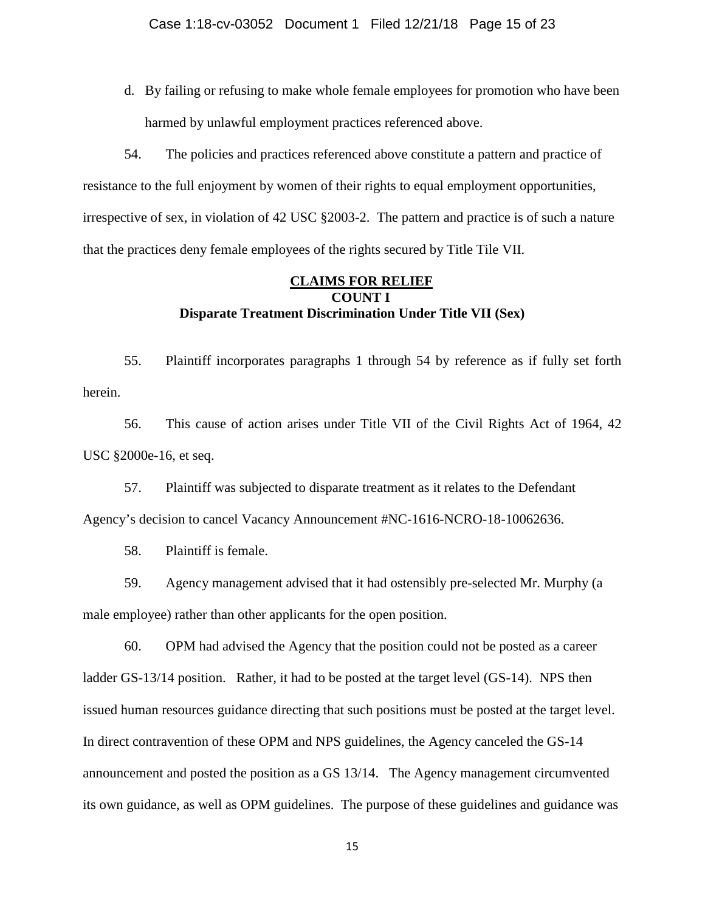d. By failing or refusing to make whole female employees for promotion who have been harmed by unlawful employment practices referenced above.

54. The policies and practices referenced above constitute a pattern and practice of resistance to the full enjoyment by women of their rights to equal employment opportunities, irrespective of sex, in violation of 42 USC §2003-2. The pattern and practice is of such a nature that the practices deny female employees of the rights secured by Title Tile VII.

## CLAIMS FOR RELIEF

### COUNT I

### Disparate Treatment Discrimination Under Title VII (Sex)

55. Plaintiff incorporates paragraphs 1 through 54 by reference as if fully set forth herein.

56. This cause of action arises under Title VII of the Civil Rights Act of 1964, 42 USC §2000e-16, et seq.

57. Plaintiff was subjected to disparate treatment as it relates to the Defendant Agency's decision to cancel Vacancy Announcement #NC-1616-NCRO-18-10062636.

58. Plaintiff is female.

59. Agency management advised that it had ostensibly pre-selected Mr. Murphy (a male employee) rather than other applicants for the open position.

60. OPM had advised the Agency that the position could not be posted as a career ladder GS-13/14 position. Rather, it had to be posted at the target level (GS-14). NPS then issued human resources guidance directing that such positions must be posted at the target level. In direct contravention of these OPM and NPS guidelines, the Agency canceled the GS-14 announcement and posted the position as a GS 13/14. The Agency management circumvented its own guidance, as well as OPM guidelines. The purpose of these guidelines and guidance was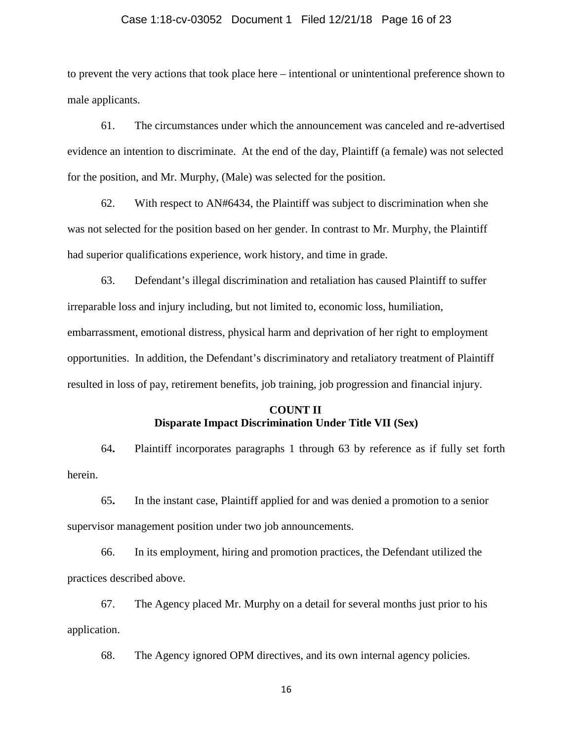to prevent the very actions that took place here – intentional or unintentional preference shown to male applicants.

61. The circumstances under which the announcement was canceled and re-advertised evidence an intention to discriminate. At the end of the day, Plaintiff (a female) was not selected for the position, and Mr. Murphy, (Male) was selected for the position.

62. With respect to AN#6434, the Plaintiff was subject to discrimination when she was not selected for the position based on her gender. In contrast to Mr. Murphy, the Plaintiff had superior qualifications experience, work history, and time in grade.

63. Defendant's illegal discrimination and retaliation has caused Plaintiff to suffer irreparable loss and injury including, but not limited to, economic loss, humiliation, embarrassment, emotional distress, physical harm and deprivation of her right to employment opportunities. In addition, the Defendant's discriminatory and retaliatory treatment of Plaintiff resulted in loss of pay, retirement benefits, job training, job progression and financial injury.

**COUNT II**
**Disparate Impact Discrimination Under Title VII (Sex)**

64. Plaintiff incorporates paragraphs 1 through 63 by reference as if fully set forth herein.

65. In the instant case, Plaintiff applied for and was denied a promotion to a senior supervisor management position under two job announcements.

66. In its employment, hiring and promotion practices, the Defendant utilized the practices described above.

67. The Agency placed Mr. Murphy on a detail for several months just prior to his application.

68. The Agency ignored OPM directives, and its own internal agency policies.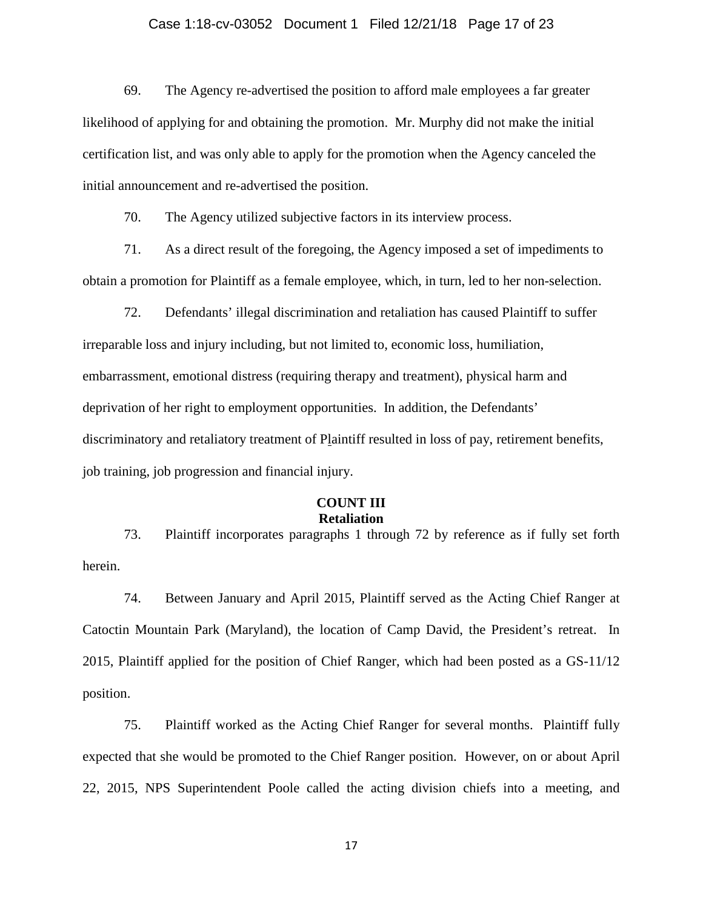69. The Agency re-advertised the position to afford male employees a far greater likelihood of applying for and obtaining the promotion. Mr. Murphy did not make the initial certification list, and was only able to apply for the promotion when the Agency canceled the initial announcement and re-advertised the position.

70. The Agency utilized subjective factors in its interview process.

71. As a direct result of the foregoing, the Agency imposed a set of impediments to obtain a promotion for Plaintiff as a female employee, which, in turn, led to her non-selection.

72. Defendants' illegal discrimination and retaliation has caused Plaintiff to suffer irreparable loss and injury including, but not limited to, economic loss, humiliation, embarrassment, emotional distress (requiring therapy and treatment), physical harm and deprivation of her right to employment opportunities. In addition, the Defendants' discriminatory and retaliatory treatment of Plaintiff resulted in loss of pay, retirement benefits, job training, job progression and financial injury.

**COUNT III**
**Retaliation**

73. Plaintiff incorporates paragraphs 1 through 72 by reference as if fully set forth herein.

74. Between January and April 2015, Plaintiff served as the Acting Chief Ranger at Catoctin Mountain Park (Maryland), the location of Camp David, the President's retreat. In 2015, Plaintiff applied for the position of Chief Ranger, which had been posted as a GS-11/12 position.

75. Plaintiff worked as the Acting Chief Ranger for several months. Plaintiff fully expected that she would be promoted to the Chief Ranger position. However, on or about April 22, 2015, NPS Superintendent Poole called the acting division chiefs into a meeting, and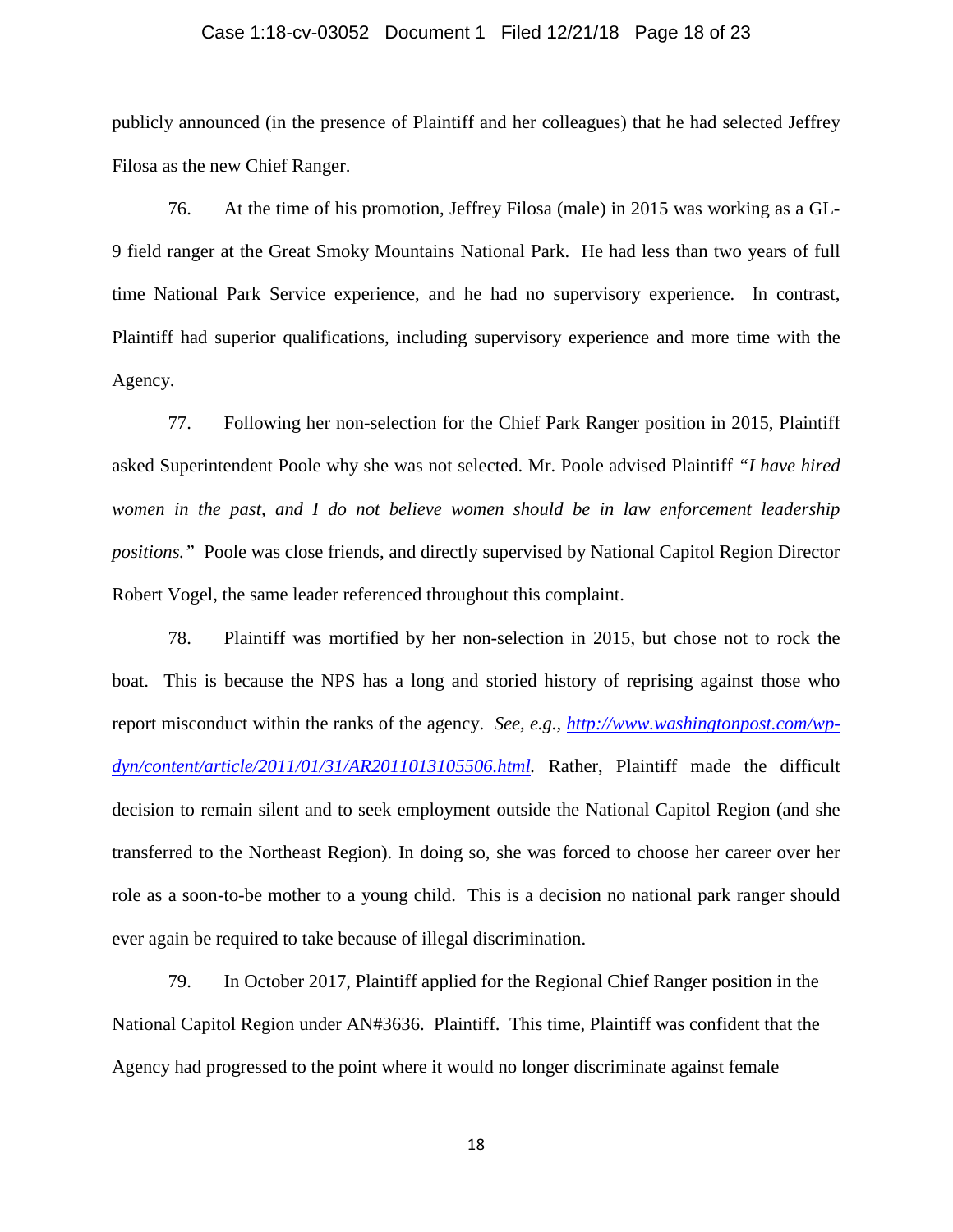publicly announced (in the presence of Plaintiff and her colleagues) that he had selected Jeffrey Filosa as the new Chief Ranger.

76. At the time of his promotion, Jeffrey Filosa (male) in 2015 was working as a GL-9 field ranger at the Great Smoky Mountains National Park. He had less than two years of full time National Park Service experience, and he had no supervisory experience. In contrast, Plaintiff had superior qualifications, including supervisory experience and more time with the Agency.

77. Following her non-selection for the Chief Park Ranger position in 2015, Plaintiff asked Superintendent Poole why she was not selected. Mr. Poole advised Plaintiff *"I have hired women in the past, and I do not believe women should be in law enforcement leadership positions."* Poole was close friends, and directly supervised by National Capitol Region Director Robert Vogel, the same leader referenced throughout this complaint.

78. Plaintiff was mortified by her non-selection in 2015, but chose not to rock the boat. This is because the NPS has a long and storied history of reprising against those who report misconduct within the ranks of the agency. *See, e.g.*, *[http://www.washingtonpost.com/wp-dyn/content/article/2011/01/31/AR2011013105506.html](http://www.washingtonpost.com/wp-dyn/content/article/2011/01/31/AR2011013105506.html).* Rather, Plaintiff made the difficult decision to remain silent and to seek employment outside the National Capitol Region (and she transferred to the Northeast Region). In doing so, she was forced to choose her career over her role as a soon-to-be mother to a young child. This is a decision no national park ranger should ever again be required to take because of illegal discrimination.

79. In October 2017, Plaintiff applied for the Regional Chief Ranger position in the National Capitol Region under AN#3636. Plaintiff. This time, Plaintiff was confident that the Agency had progressed to the point where it would no longer discriminate against female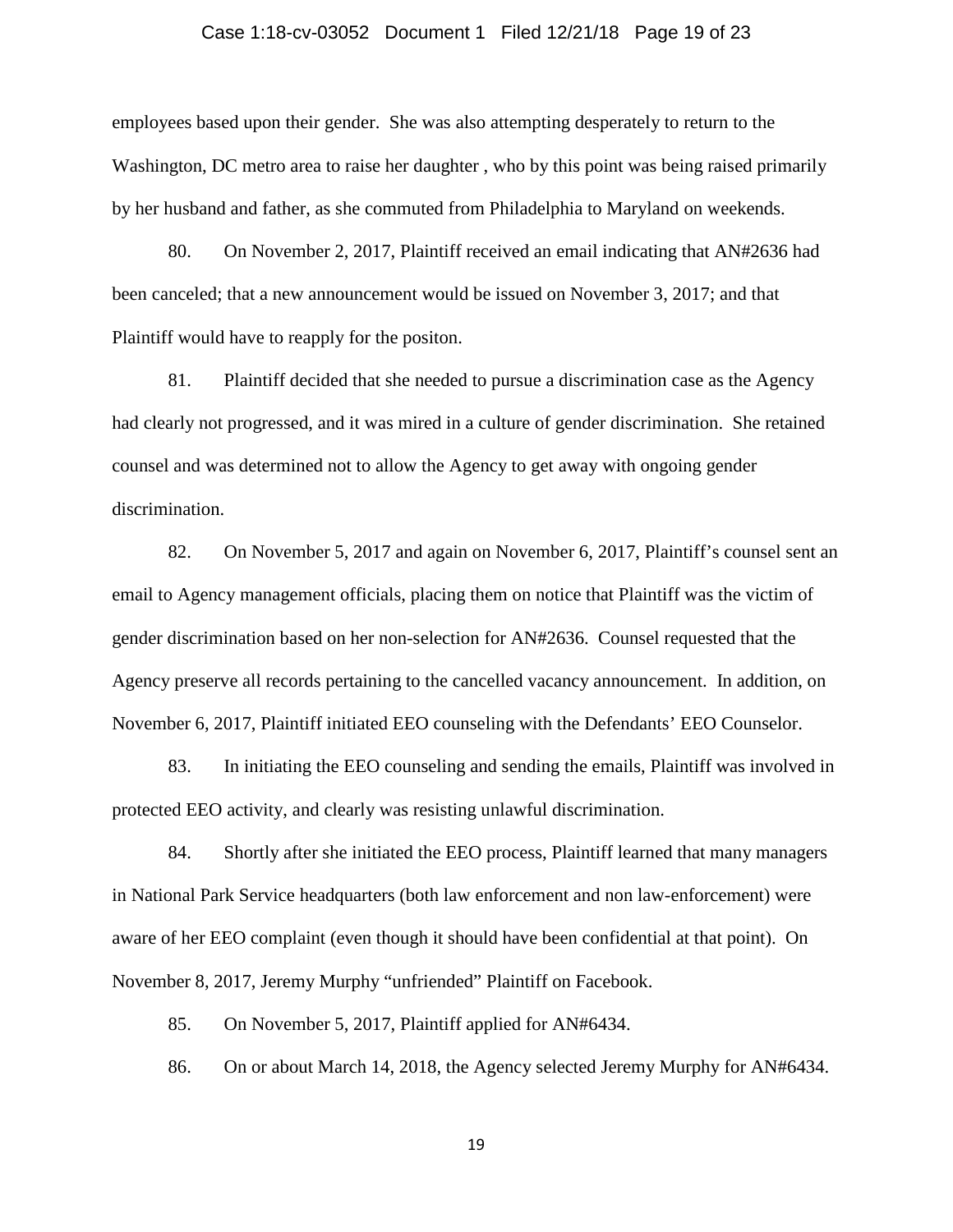employees based upon their gender. She was also attempting desperately to return to the Washington, DC metro area to raise her daughter , who by this point was being raised primarily by her husband and father, as she commuted from Philadelphia to Maryland on weekends.

80. On November 2, 2017, Plaintiff received an email indicating that AN#2636 had been canceled; that a new announcement would be issued on November 3, 2017; and that Plaintiff would have to reapply for the positon.

81. Plaintiff decided that she needed to pursue a discrimination case as the Agency had clearly not progressed, and it was mired in a culture of gender discrimination. She retained counsel and was determined not to allow the Agency to get away with ongoing gender discrimination.

82. On November 5, 2017 and again on November 6, 2017, Plaintiff's counsel sent an email to Agency management officials, placing them on notice that Plaintiff was the victim of gender discrimination based on her non-selection for AN#2636. Counsel requested that the Agency preserve all records pertaining to the cancelled vacancy announcement. In addition, on November 6, 2017, Plaintiff initiated EEO counseling with the Defendants' EEO Counselor.

83. In initiating the EEO counseling and sending the emails, Plaintiff was involved in protected EEO activity, and clearly was resisting unlawful discrimination.

84. Shortly after she initiated the EEO process, Plaintiff learned that many managers in National Park Service headquarters (both law enforcement and non law-enforcement) were aware of her EEO complaint (even though it should have been confidential at that point). On November 8, 2017, Jeremy Murphy "unfriended" Plaintiff on Facebook.

85. On November 5, 2017, Plaintiff applied for AN#6434.

86. On or about March 14, 2018, the Agency selected Jeremy Murphy for AN#6434.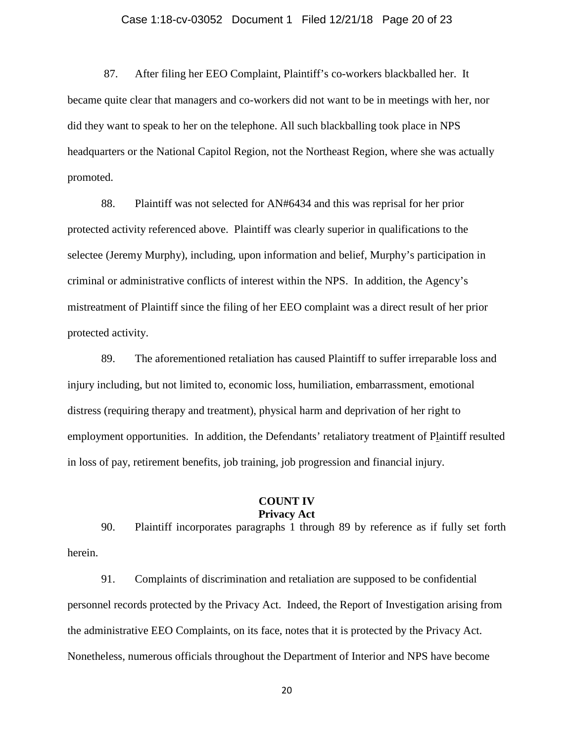87. After filing her EEO Complaint, Plaintiff's co-workers blackballed her. It became quite clear that managers and co-workers did not want to be in meetings with her, nor did they want to speak to her on the telephone. All such blackballing took place in NPS headquarters or the National Capitol Region, not the Northeast Region, where she was actually promoted.

88. Plaintiff was not selected for AN#6434 and this was reprisal for her prior protected activity referenced above. Plaintiff was clearly superior in qualifications to the selectee (Jeremy Murphy), including, upon information and belief, Murphy's participation in criminal or administrative conflicts of interest within the NPS. In addition, the Agency's mistreatment of Plaintiff since the filing of her EEO complaint was a direct result of her prior protected activity.

89. The aforementioned retaliation has caused Plaintiff to suffer irreparable loss and injury including, but not limited to, economic loss, humiliation, embarrassment, emotional distress (requiring therapy and treatment), physical harm and deprivation of her right to employment opportunities. In addition, the Defendants' retaliatory treatment of Plaintiff resulted in loss of pay, retirement benefits, job training, job progression and financial injury.

## COUNT IV
## Privacy Act

90. Plaintiff incorporates paragraphs 1 through 89 by reference as if fully set forth herein.

91. Complaints of discrimination and retaliation are supposed to be confidential personnel records protected by the Privacy Act. Indeed, the Report of Investigation arising from the administrative EEO Complaints, on its face, notes that it is protected by the Privacy Act. Nonetheless, numerous officials throughout the Department of Interior and NPS have become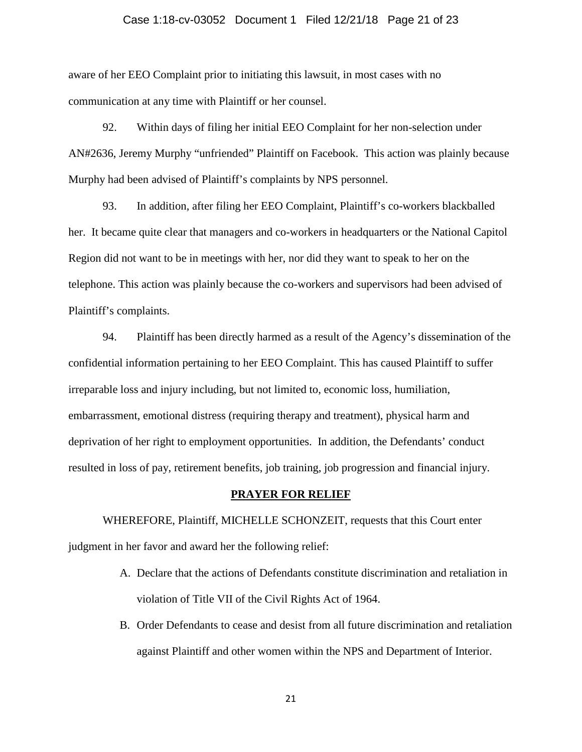aware of her EEO Complaint prior to initiating this lawsuit, in most cases with no communication at any time with Plaintiff or her counsel.

92. Within days of filing her initial EEO Complaint for her non-selection under AN#2636, Jeremy Murphy "unfriended" Plaintiff on Facebook. This action was plainly because Murphy had been advised of Plaintiff's complaints by NPS personnel.

93. In addition, after filing her EEO Complaint, Plaintiff's co-workers blackballed her. It became quite clear that managers and co-workers in headquarters or the National Capitol Region did not want to be in meetings with her, nor did they want to speak to her on the telephone. This action was plainly because the co-workers and supervisors had been advised of Plaintiff's complaints.

94. Plaintiff has been directly harmed as a result of the Agency's dissemination of the confidential information pertaining to her EEO Complaint. This has caused Plaintiff to suffer irreparable loss and injury including, but not limited to, economic loss, humiliation, embarrassment, emotional distress (requiring therapy and treatment), physical harm and deprivation of her right to employment opportunities. In addition, the Defendants' conduct resulted in loss of pay, retirement benefits, job training, job progression and financial injury.

## PRAYER FOR RELIEF

WHEREFORE, Plaintiff, MICHELLE SCHONZEIT, requests that this Court enter judgment in her favor and award her the following relief:

A. Declare that the actions of Defendants constitute discrimination and retaliation in violation of Title VII of the Civil Rights Act of 1964.

B. Order Defendants to cease and desist from all future discrimination and retaliation against Plaintiff and other women within the NPS and Department of Interior.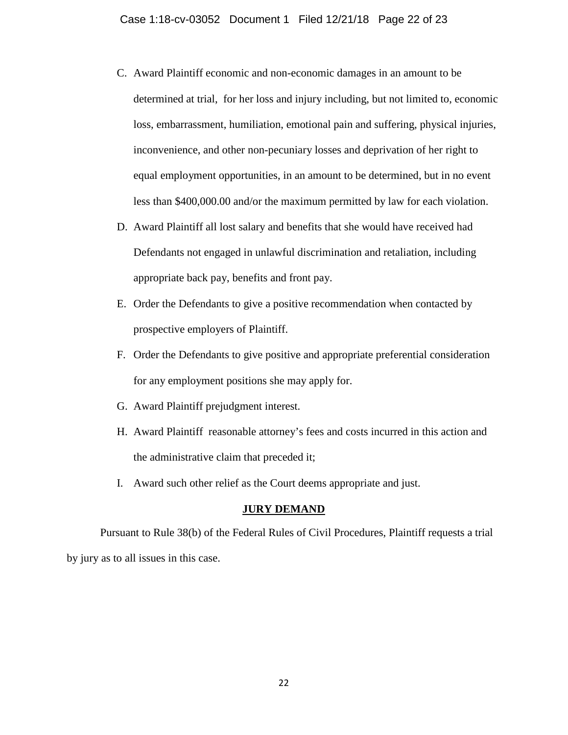C. Award Plaintiff economic and non-economic damages in an amount to be determined at trial, for her loss and injury including, but not limited to, economic loss, embarrassment, humiliation, emotional pain and suffering, physical injuries, inconvenience, and other non-pecuniary losses and deprivation of her right to equal employment opportunities, in an amount to be determined, but in no event less than $400,000.00 and/or the maximum permitted by law for each violation.

D. Award Plaintiff all lost salary and benefits that she would have received had Defendants not engaged in unlawful discrimination and retaliation, including appropriate back pay, benefits and front pay.

E. Order the Defendants to give a positive recommendation when contacted by prospective employers of Plaintiff.

F. Order the Defendants to give positive and appropriate preferential consideration for any employment positions she may apply for.

G. Award Plaintiff prejudgment interest.

H. Award Plaintiff reasonable attorney's fees and costs incurred in this action and the administrative claim that preceded it;

I. Award such other relief as the Court deems appropriate and just.

**JURY DEMAND**

Pursuant to Rule 38(b) of the Federal Rules of Civil Procedures, Plaintiff requests a trial by jury as to all issues in this case.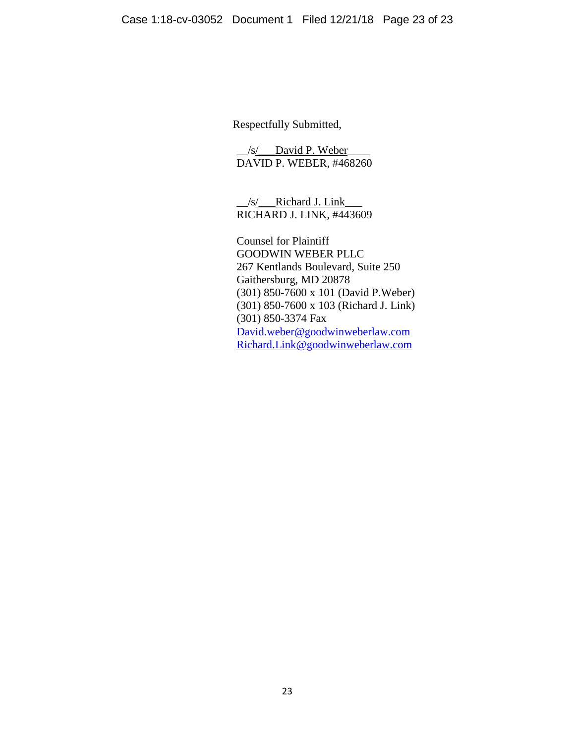Respectfully Submitted,

__/s/___David P. Weber____
DAVID P. WEBER, #468260

__/s/___Richard J. Link___
RICHARD J. LINK, #443609

Counsel for Plaintiff
GOODWIN WEBER PLLC
267 Kentlands Boulevard, Suite 250
Gaithersburg, MD 20878
(301) 850-7600 x 101 (David P.Weber)
(301) 850-7600 x 103 (Richard J. Link)
(301) 850-3374 Fax
David.weber@goodwinweberlaw.com
Richard.Link@goodwinweberlaw.com